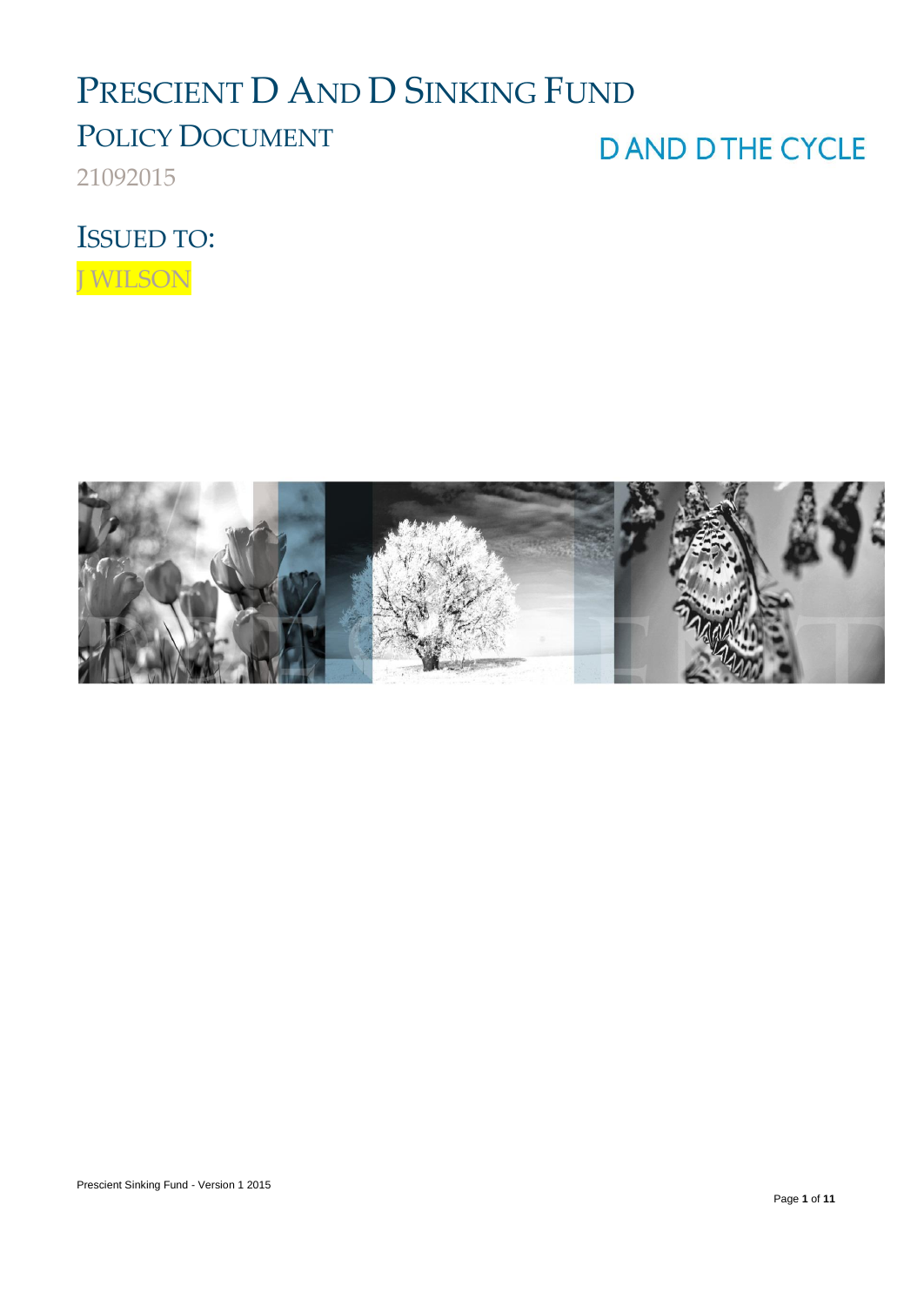# Prescient D And D Sinking Fund

## Policy Document

**D AND D THE CYCLE**

21092015

## Issued to:

J WILSON

Prescient Sinking Fund - Version 1 2015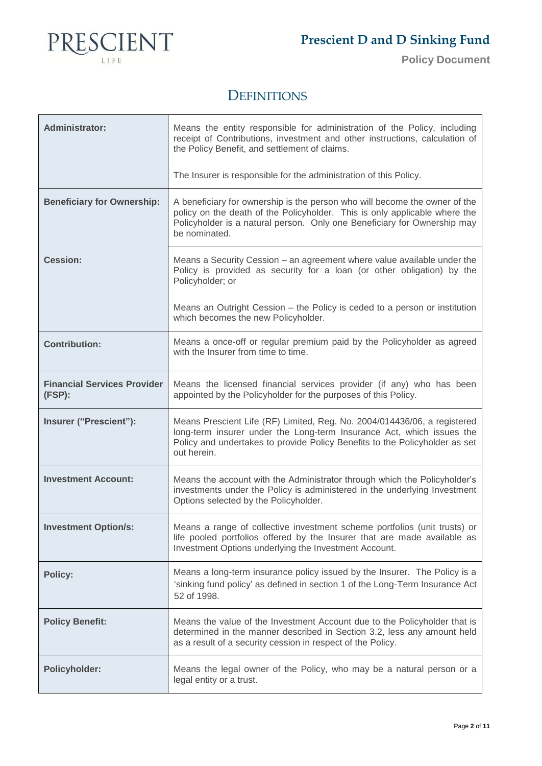# DEFINITIONS

| Term | Definition |
|---|---|
| **Administrator:** | Means the entity responsible for administration of the Policy, including receipt of Contributions, investment and other instructions, calculation of the Policy Benefit, and settlement of claims.<br><br>The Insurer is responsible for the administration of this Policy. |
| **Beneficiary for Ownership:** | A beneficiary for ownership is the person who will become the owner of the policy on the death of the Policyholder. This is only applicable where the Policyholder is a natural person. Only one Beneficiary for Ownership may be nominated. |
| **Cession:** | Means a Security Cession – an agreement where value available under the Policy is provided as security for a loan (or other obligation) by the Policyholder; or<br><br>Means an Outright Cession – the Policy is ceded to a person or institution which becomes the new Policyholder. |
| **Contribution:** | Means a once-off or regular premium paid by the Policyholder as agreed with the Insurer from time to time. |
| **Financial Services Provider (FSP):** | Means the licensed financial services provider (if any) who has been appointed by the Policyholder for the purposes of this Policy. |
| **Insurer ("Prescient"):** | Means Prescient Life (RF) Limited, Reg. No. 2004/014436/06, a registered long-term insurer under the Long-term Insurance Act, which issues the Policy and undertakes to provide Policy Benefits to the Policyholder as set out herein. |
| **Investment Account:** | Means the account with the Administrator through which the Policyholder's investments under the Policy is administered in the underlying Investment Options selected by the Policyholder. |
| **Investment Option/s:** | Means a range of collective investment scheme portfolios (unit trusts) or life pooled portfolios offered by the Insurer that are made available as Investment Options underlying the Investment Account. |
| **Policy:** | Means a long-term insurance policy issued by the Insurer. The Policy is a 'sinking fund policy' as defined in section 1 of the Long-Term Insurance Act 52 of 1998. |
| **Policy Benefit:** | Means the value of the Investment Account due to the Policyholder that is determined in the manner described in Section 3.2, less any amount held as a result of a security cession in respect of the Policy. |
| **Policyholder:** | Means the legal owner of the Policy, who may be a natural person or a legal entity or a trust. |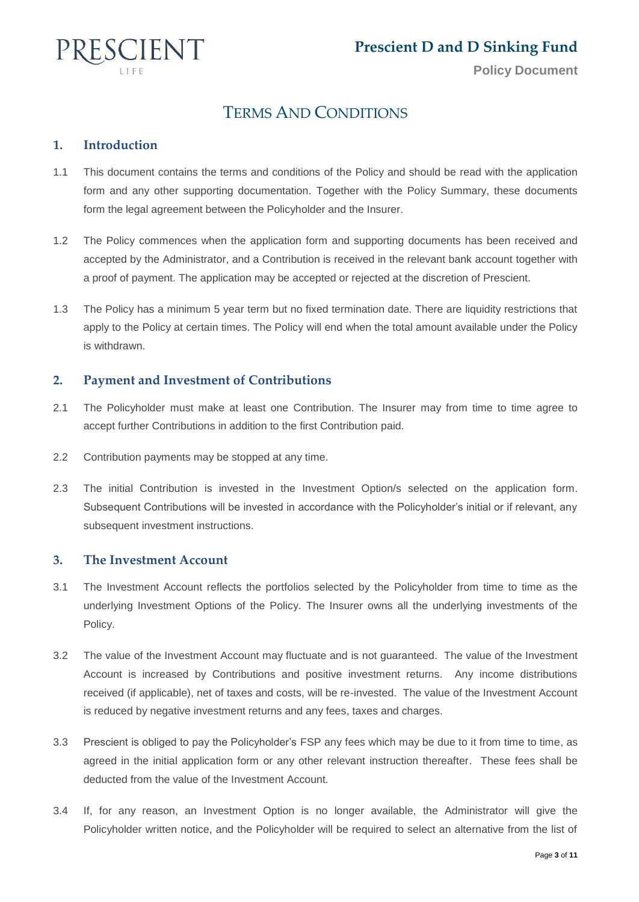# Terms And Conditions

## 1. Introduction

1.1 This document contains the terms and conditions of the Policy and should be read with the application form and any other supporting documentation. Together with the Policy Summary, these documents form the legal agreement between the Policyholder and the Insurer.

1.2 The Policy commences when the application form and supporting documents has been received and accepted by the Administrator, and a Contribution is received in the relevant bank account together with a proof of payment. The application may be accepted or rejected at the discretion of Prescient.

1.3 The Policy has a minimum 5 year term but no fixed termination date. There are liquidity restrictions that apply to the Policy at certain times. The Policy will end when the total amount available under the Policy is withdrawn.

## 2. Payment and Investment of Contributions

2.1 The Policyholder must make at least one Contribution. The Insurer may from time to time agree to accept further Contributions in addition to the first Contribution paid.

2.2 Contribution payments may be stopped at any time.

2.3 The initial Contribution is invested in the Investment Option/s selected on the application form. Subsequent Contributions will be invested in accordance with the Policyholder's initial or if relevant, any subsequent investment instructions.

## 3. The Investment Account

3.1 The Investment Account reflects the portfolios selected by the Policyholder from time to time as the underlying Investment Options of the Policy. The Insurer owns all the underlying investments of the Policy.

3.2 The value of the Investment Account may fluctuate and is not guaranteed. The value of the Investment Account is increased by Contributions and positive investment returns. Any income distributions received (if applicable), net of taxes and costs, will be re-invested. The value of the Investment Account is reduced by negative investment returns and any fees, taxes and charges.

3.3 Prescient is obliged to pay the Policyholder's FSP any fees which may be due to it from time to time, as agreed in the initial application form or any other relevant instruction thereafter. These fees shall be deducted from the value of the Investment Account.

3.4 If, for any reason, an Investment Option is no longer available, the Administrator will give the Policyholder written notice, and the Policyholder will be required to select an alternative from the list of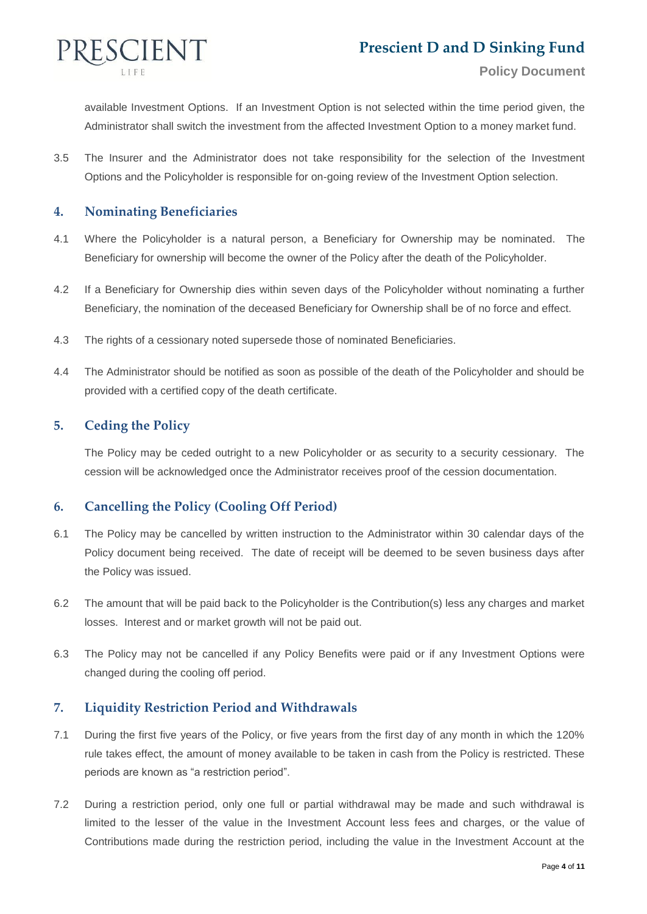available Investment Options. If an Investment Option is not selected within the time period given, the Administrator shall switch the investment from the affected Investment Option to a money market fund.

3.5 The Insurer and the Administrator does not take responsibility for the selection of the Investment Options and the Policyholder is responsible for on-going review of the Investment Option selection.

## 4. Nominating Beneficiaries

4.1 Where the Policyholder is a natural person, a Beneficiary for Ownership may be nominated. The Beneficiary for ownership will become the owner of the Policy after the death of the Policyholder.

4.2 If a Beneficiary for Ownership dies within seven days of the Policyholder without nominating a further Beneficiary, the nomination of the deceased Beneficiary for Ownership shall be of no force and effect.

4.3 The rights of a cessionary noted supersede those of nominated Beneficiaries.

4.4 The Administrator should be notified as soon as possible of the death of the Policyholder and should be provided with a certified copy of the death certificate.

## 5. Ceding the Policy

The Policy may be ceded outright to a new Policyholder or as security to a security cessionary. The cession will be acknowledged once the Administrator receives proof of the cession documentation.

## 6. Cancelling the Policy (Cooling Off Period)

6.1 The Policy may be cancelled by written instruction to the Administrator within 30 calendar days of the Policy document being received. The date of receipt will be deemed to be seven business days after the Policy was issued.

6.2 The amount that will be paid back to the Policyholder is the Contribution(s) less any charges and market losses. Interest and or market growth will not be paid out.

6.3 The Policy may not be cancelled if any Policy Benefits were paid or if any Investment Options were changed during the cooling off period.

## 7. Liquidity Restriction Period and Withdrawals

7.1 During the first five years of the Policy, or five years from the first day of any month in which the 120% rule takes effect, the amount of money available to be taken in cash from the Policy is restricted. These periods are known as "a restriction period".

7.2 During a restriction period, only one full or partial withdrawal may be made and such withdrawal is limited to the lesser of the value in the Investment Account less fees and charges, or the value of Contributions made during the restriction period, including the value in the Investment Account at the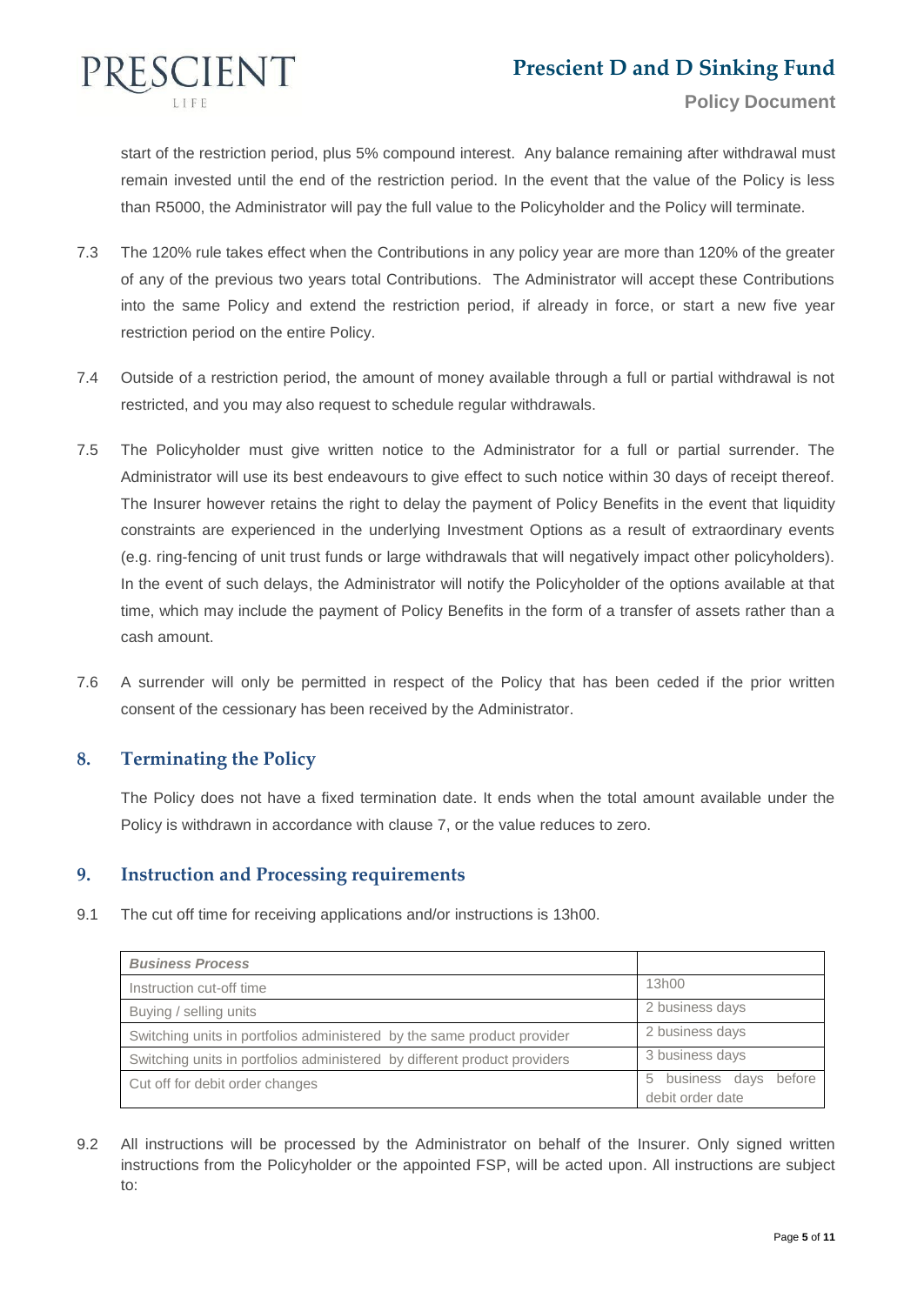start of the restriction period, plus 5% compound interest. Any balance remaining after withdrawal must remain invested until the end of the restriction period. In the event that the value of the Policy is less than R5000, the Administrator will pay the full value to the Policyholder and the Policy will terminate.

7.3 The 120% rule takes effect when the Contributions in any policy year are more than 120% of the greater of any of the previous two years total Contributions. The Administrator will accept these Contributions into the same Policy and extend the restriction period, if already in force, or start a new five year restriction period on the entire Policy.

7.4 Outside of a restriction period, the amount of money available through a full or partial withdrawal is not restricted, and you may also request to schedule regular withdrawals.

7.5 The Policyholder must give written notice to the Administrator for a full or partial surrender. The Administrator will use its best endeavours to give effect to such notice within 30 days of receipt thereof. The Insurer however retains the right to delay the payment of Policy Benefits in the event that liquidity constraints are experienced in the underlying Investment Options as a result of extraordinary events (e.g. ring-fencing of unit trust funds or large withdrawals that will negatively impact other policyholders). In the event of such delays, the Administrator will notify the Policyholder of the options available at that time, which may include the payment of Policy Benefits in the form of a transfer of assets rather than a cash amount.

7.6 A surrender will only be permitted in respect of the Policy that has been ceded if the prior written consent of the cessionary has been received by the Administrator.

## 8. Terminating the Policy

The Policy does not have a fixed termination date. It ends when the total amount available under the Policy is withdrawn in accordance with clause 7, or the value reduces to zero.

## 9. Instruction and Processing requirements

9.1 The cut off time for receiving applications and/or instructions is 13h00.

| *Business Process* | |
|---|---|
| Instruction cut-off time | 13h00 |
| Buying / selling units | 2 business days |
| Switching units in portfolios administered by the same product provider | 2 business days |
| Switching units in portfolios administered by different product providers | 3 business days |
| Cut off for debit order changes | 5 business days before debit order date |

9.2 All instructions will be processed by the Administrator on behalf of the Insurer. Only signed written instructions from the Policyholder or the appointed FSP, will be acted upon. All instructions are subject to: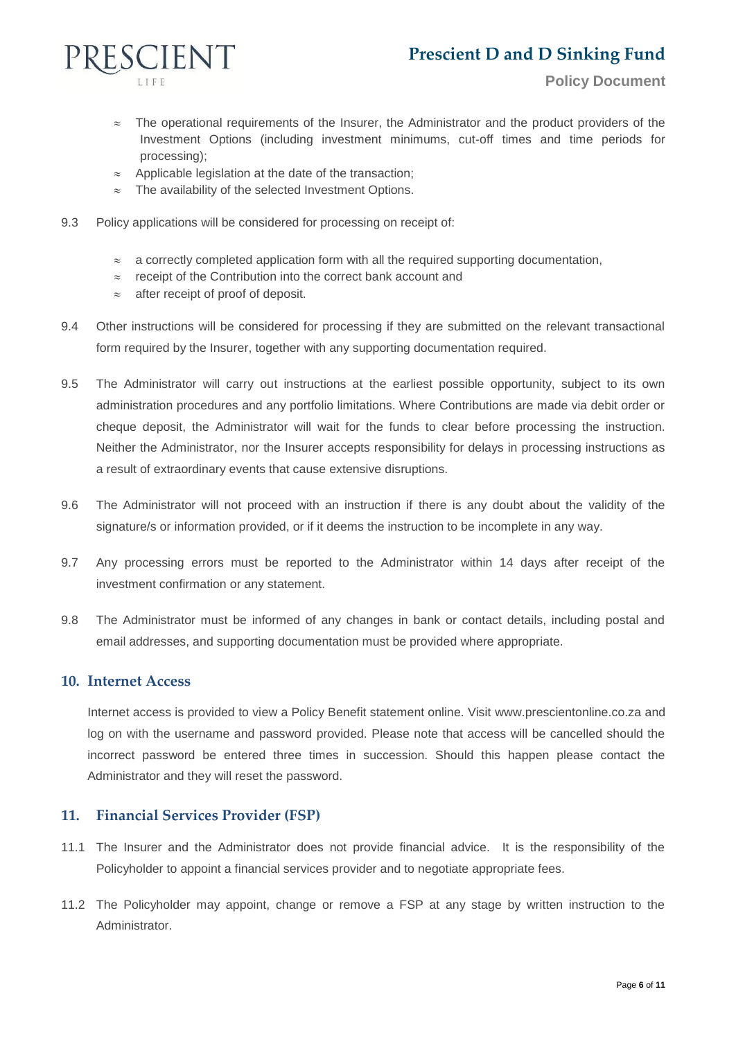- The operational requirements of the Insurer, the Administrator and the product providers of the Investment Options (including investment minimums, cut-off times and time periods for processing);
- Applicable legislation at the date of the transaction;
- The availability of the selected Investment Options.

9.3 Policy applications will be considered for processing on receipt of:

- a correctly completed application form with all the required supporting documentation,
- receipt of the Contribution into the correct bank account and
- after receipt of proof of deposit.

9.4 Other instructions will be considered for processing if they are submitted on the relevant transactional form required by the Insurer, together with any supporting documentation required.

9.5 The Administrator will carry out instructions at the earliest possible opportunity, subject to its own administration procedures and any portfolio limitations. Where Contributions are made via debit order or cheque deposit, the Administrator will wait for the funds to clear before processing the instruction. Neither the Administrator, nor the Insurer accepts responsibility for delays in processing instructions as a result of extraordinary events that cause extensive disruptions.

9.6 The Administrator will not proceed with an instruction if there is any doubt about the validity of the signature/s or information provided, or if it deems the instruction to be incomplete in any way.

9.7 Any processing errors must be reported to the Administrator within 14 days after receipt of the investment confirmation or any statement.

9.8 The Administrator must be informed of any changes in bank or contact details, including postal and email addresses, and supporting documentation must be provided where appropriate.

## 10. Internet Access

Internet access is provided to view a Policy Benefit statement online. Visit www.prescientonline.co.za and log on with the username and password provided. Please note that access will be cancelled should the incorrect password be entered three times in succession. Should this happen please contact the Administrator and they will reset the password.

## 11. Financial Services Provider (FSP)

11.1 The Insurer and the Administrator does not provide financial advice. It is the responsibility of the Policyholder to appoint a financial services provider and to negotiate appropriate fees.

11.2 The Policyholder may appoint, change or remove a FSP at any stage by written instruction to the Administrator.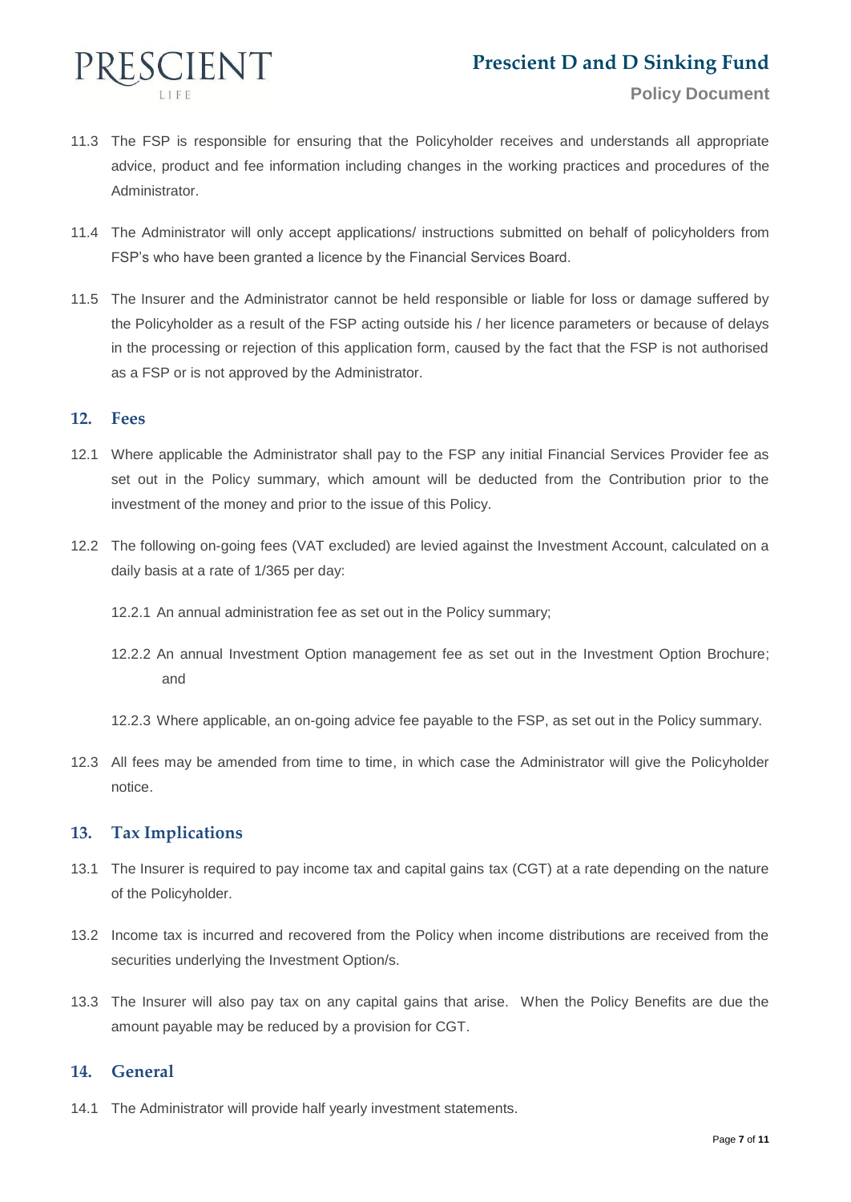11.3 The FSP is responsible for ensuring that the Policyholder receives and understands all appropriate advice, product and fee information including changes in the working practices and procedures of the Administrator.

11.4 The Administrator will only accept applications/ instructions submitted on behalf of policyholders from FSP's who have been granted a licence by the Financial Services Board.

11.5 The Insurer and the Administrator cannot be held responsible or liable for loss or damage suffered by the Policyholder as a result of the FSP acting outside his / her licence parameters or because of delays in the processing or rejection of this application form, caused by the fact that the FSP is not authorised as a FSP or is not approved by the Administrator.

## 12. Fees

12.1 Where applicable the Administrator shall pay to the FSP any initial Financial Services Provider fee as set out in the Policy summary, which amount will be deducted from the Contribution prior to the investment of the money and prior to the issue of this Policy.

12.2 The following on-going fees (VAT excluded) are levied against the Investment Account, calculated on a daily basis at a rate of 1/365 per day:

12.2.1 An annual administration fee as set out in the Policy summary;

12.2.2 An annual Investment Option management fee as set out in the Investment Option Brochure; and

12.2.3 Where applicable, an on-going advice fee payable to the FSP, as set out in the Policy summary.

12.3 All fees may be amended from time to time, in which case the Administrator will give the Policyholder notice.

## 13. Tax Implications

13.1 The Insurer is required to pay income tax and capital gains tax (CGT) at a rate depending on the nature of the Policyholder.

13.2 Income tax is incurred and recovered from the Policy when income distributions are received from the securities underlying the Investment Option/s.

13.3 The Insurer will also pay tax on any capital gains that arise. When the Policy Benefits are due the amount payable may be reduced by a provision for CGT.

## 14. General

14.1 The Administrator will provide half yearly investment statements.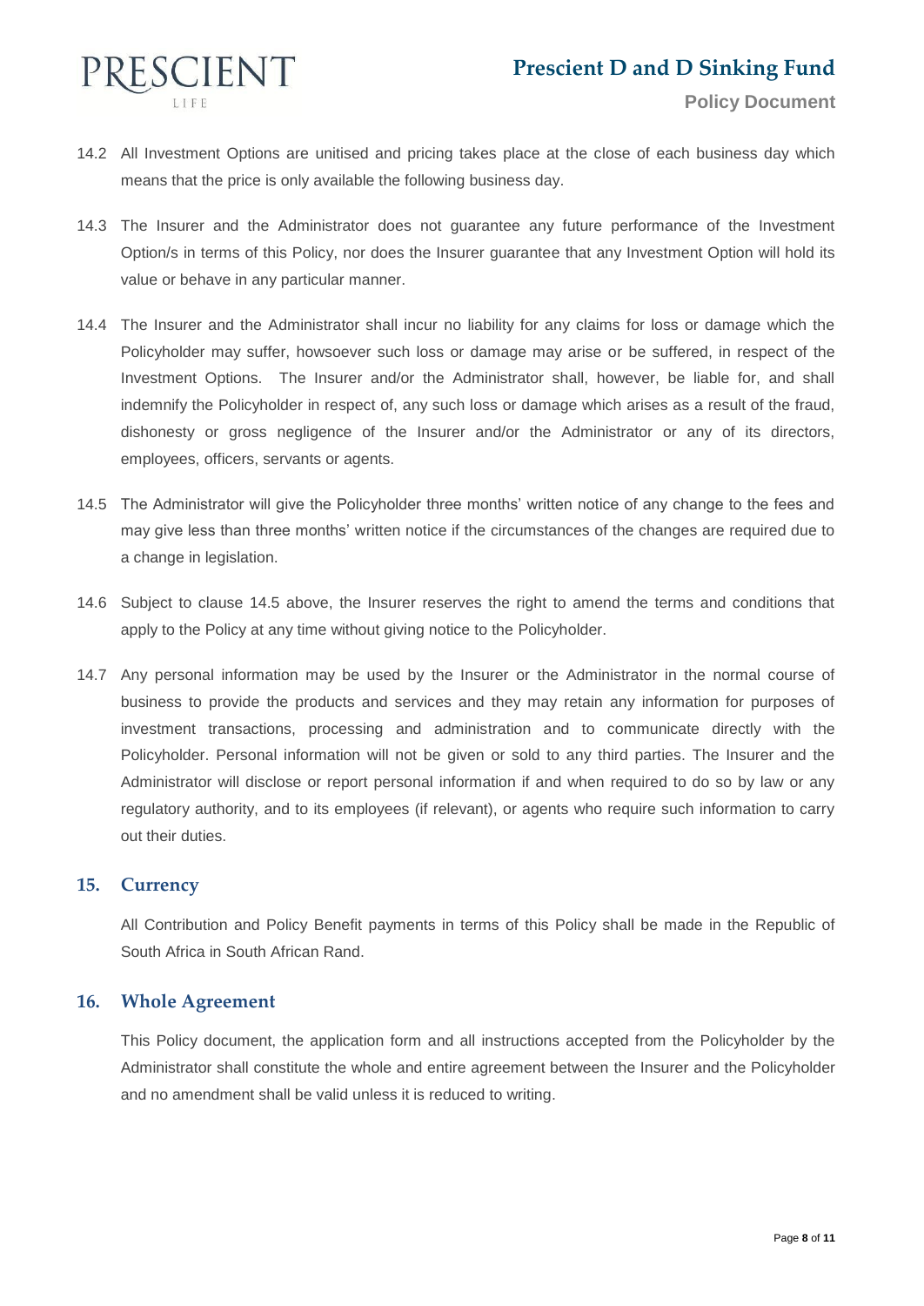14.2 All Investment Options are unitised and pricing takes place at the close of each business day which means that the price is only available the following business day.

14.3 The Insurer and the Administrator does not guarantee any future performance of the Investment Option/s in terms of this Policy, nor does the Insurer guarantee that any Investment Option will hold its value or behave in any particular manner.

14.4 The Insurer and the Administrator shall incur no liability for any claims for loss or damage which the Policyholder may suffer, howsoever such loss or damage may arise or be suffered, in respect of the Investment Options. The Insurer and/or the Administrator shall, however, be liable for, and shall indemnify the Policyholder in respect of, any such loss or damage which arises as a result of the fraud, dishonesty or gross negligence of the Insurer and/or the Administrator or any of its directors, employees, officers, servants or agents.

14.5 The Administrator will give the Policyholder three months' written notice of any change to the fees and may give less than three months' written notice if the circumstances of the changes are required due to a change in legislation.

14.6 Subject to clause 14.5 above, the Insurer reserves the right to amend the terms and conditions that apply to the Policy at any time without giving notice to the Policyholder.

14.7 Any personal information may be used by the Insurer or the Administrator in the normal course of business to provide the products and services and they may retain any information for purposes of investment transactions, processing and administration and to communicate directly with the Policyholder. Personal information will not be given or sold to any third parties. The Insurer and the Administrator will disclose or report personal information if and when required to do so by law or any regulatory authority, and to its employees (if relevant), or agents who require such information to carry out their duties.

## 15. Currency

All Contribution and Policy Benefit payments in terms of this Policy shall be made in the Republic of South Africa in South African Rand.

## 16. Whole Agreement

This Policy document, the application form and all instructions accepted from the Policyholder by the Administrator shall constitute the whole and entire agreement between the Insurer and the Policyholder and no amendment shall be valid unless it is reduced to writing.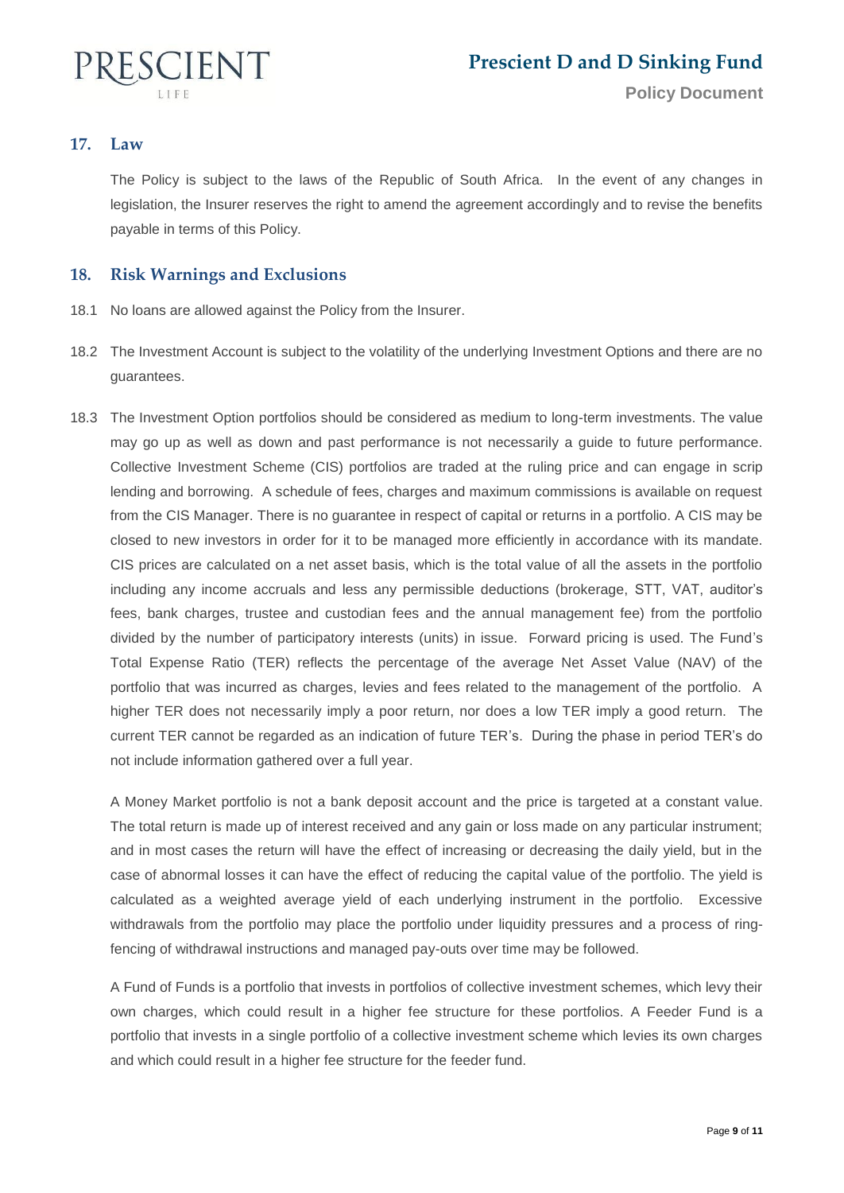## 17. Law

The Policy is subject to the laws of the Republic of South Africa. In the event of any changes in legislation, the Insurer reserves the right to amend the agreement accordingly and to revise the benefits payable in terms of this Policy.

## 18. Risk Warnings and Exclusions

18.1 No loans are allowed against the Policy from the Insurer.

18.2 The Investment Account is subject to the volatility of the underlying Investment Options and there are no guarantees.

18.3 The Investment Option portfolios should be considered as medium to long-term investments. The value may go up as well as down and past performance is not necessarily a guide to future performance. Collective Investment Scheme (CIS) portfolios are traded at the ruling price and can engage in scrip lending and borrowing. A schedule of fees, charges and maximum commissions is available on request from the CIS Manager. There is no guarantee in respect of capital or returns in a portfolio. A CIS may be closed to new investors in order for it to be managed more efficiently in accordance with its mandate. CIS prices are calculated on a net asset basis, which is the total value of all the assets in the portfolio including any income accruals and less any permissible deductions (brokerage, STT, VAT, auditor's fees, bank charges, trustee and custodian fees and the annual management fee) from the portfolio divided by the number of participatory interests (units) in issue. Forward pricing is used. The Fund's Total Expense Ratio (TER) reflects the percentage of the average Net Asset Value (NAV) of the portfolio that was incurred as charges, levies and fees related to the management of the portfolio. A higher TER does not necessarily imply a poor return, nor does a low TER imply a good return. The current TER cannot be regarded as an indication of future TER's. During the phase in period TER's do not include information gathered over a full year.

A Money Market portfolio is not a bank deposit account and the price is targeted at a constant value. The total return is made up of interest received and any gain or loss made on any particular instrument; and in most cases the return will have the effect of increasing or decreasing the daily yield, but in the case of abnormal losses it can have the effect of reducing the capital value of the portfolio. The yield is calculated as a weighted average yield of each underlying instrument in the portfolio. Excessive withdrawals from the portfolio may place the portfolio under liquidity pressures and a process of ring-fencing of withdrawal instructions and managed pay-outs over time may be followed.

A Fund of Funds is a portfolio that invests in portfolios of collective investment schemes, which levy their own charges, which could result in a higher fee structure for these portfolios. A Feeder Fund is a portfolio that invests in a single portfolio of a collective investment scheme which levies its own charges and which could result in a higher fee structure for the feeder fund.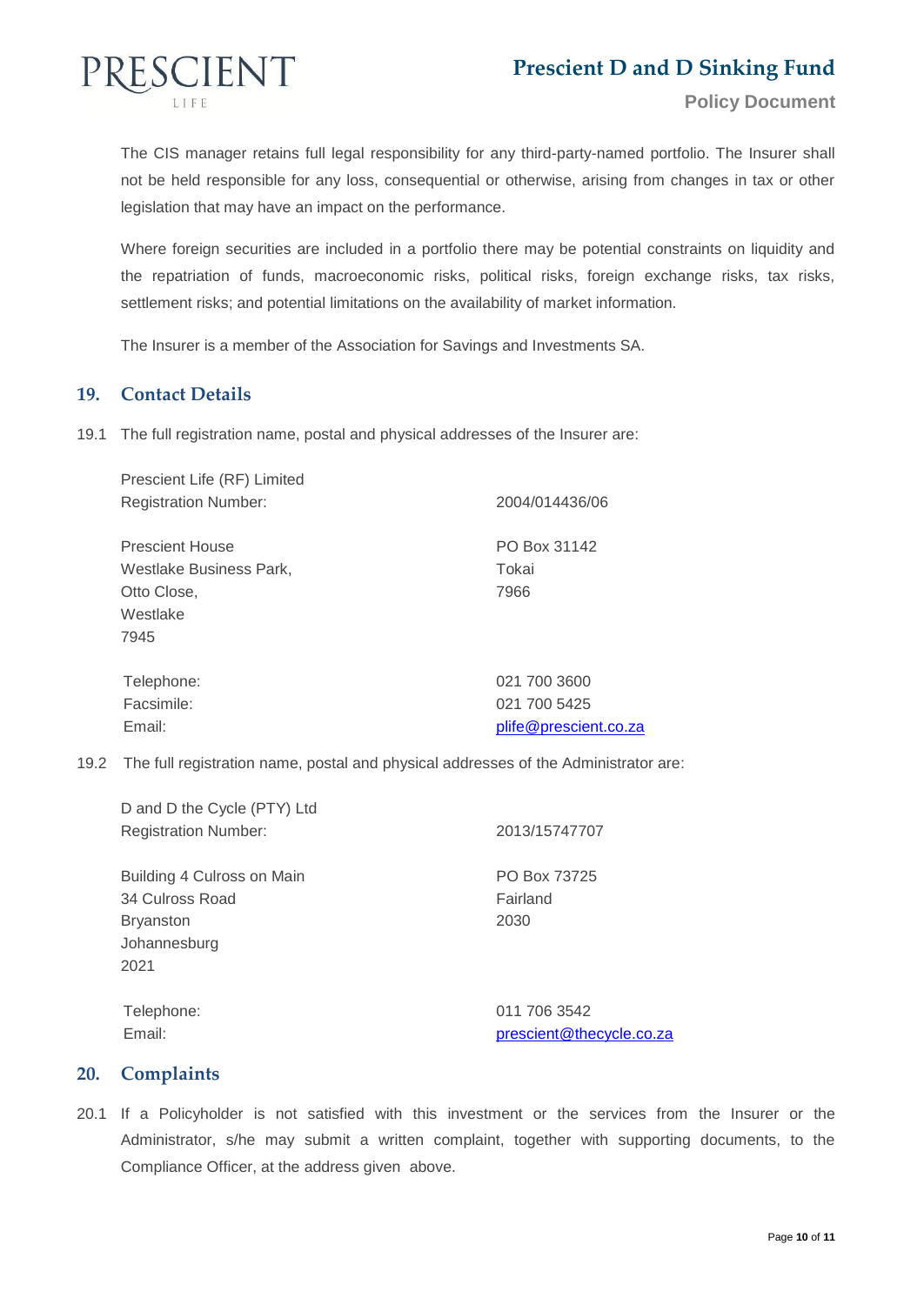The CIS manager retains full legal responsibility for any third-party-named portfolio. The Insurer shall not be held responsible for any loss, consequential or otherwise, arising from changes in tax or other legislation that may have an impact on the performance.

Where foreign securities are included in a portfolio there may be potential constraints on liquidity and the repatriation of funds, macroeconomic risks, political risks, foreign exchange risks, tax risks, settlement risks; and potential limitations on the availability of market information.

The Insurer is a member of the Association for Savings and Investments SA.

## 19. Contact Details

19.1 The full registration name, postal and physical addresses of the Insurer are:

Prescient Life (RF) Limited
Registration Number: 2004/014436/06

| Physical Address | Postal Address |
|---|---|
| Prescient House<br>Westlake Business Park,<br>Otto Close,<br>Westlake<br>7945 | PO Box 31142<br>Tokai<br>7966 |

| | |
|---|---|
| Telephone: | 021 700 3600 |
| Facsimile: | 021 700 5425 |
| Email: | plife@prescient.co.za |

19.2 The full registration name, postal and physical addresses of the Administrator are:

D and D the Cycle (PTY) Ltd
Registration Number: 2013/15747707

| Physical Address | Postal Address |
|---|---|
| Building 4 Culross on Main<br>34 Culross Road<br>Bryanston<br>Johannesburg<br>2021 | PO Box 73725<br>Fairland<br>2030 |

| | |
|---|---|
| Telephone: | 011 706 3542 |
| Email: | prescient@thecycle.co.za |

## 20. Complaints

20.1 If a Policyholder is not satisfied with this investment or the services from the Insurer or the Administrator, s/he may submit a written complaint, together with supporting documents, to the Compliance Officer, at the address given above.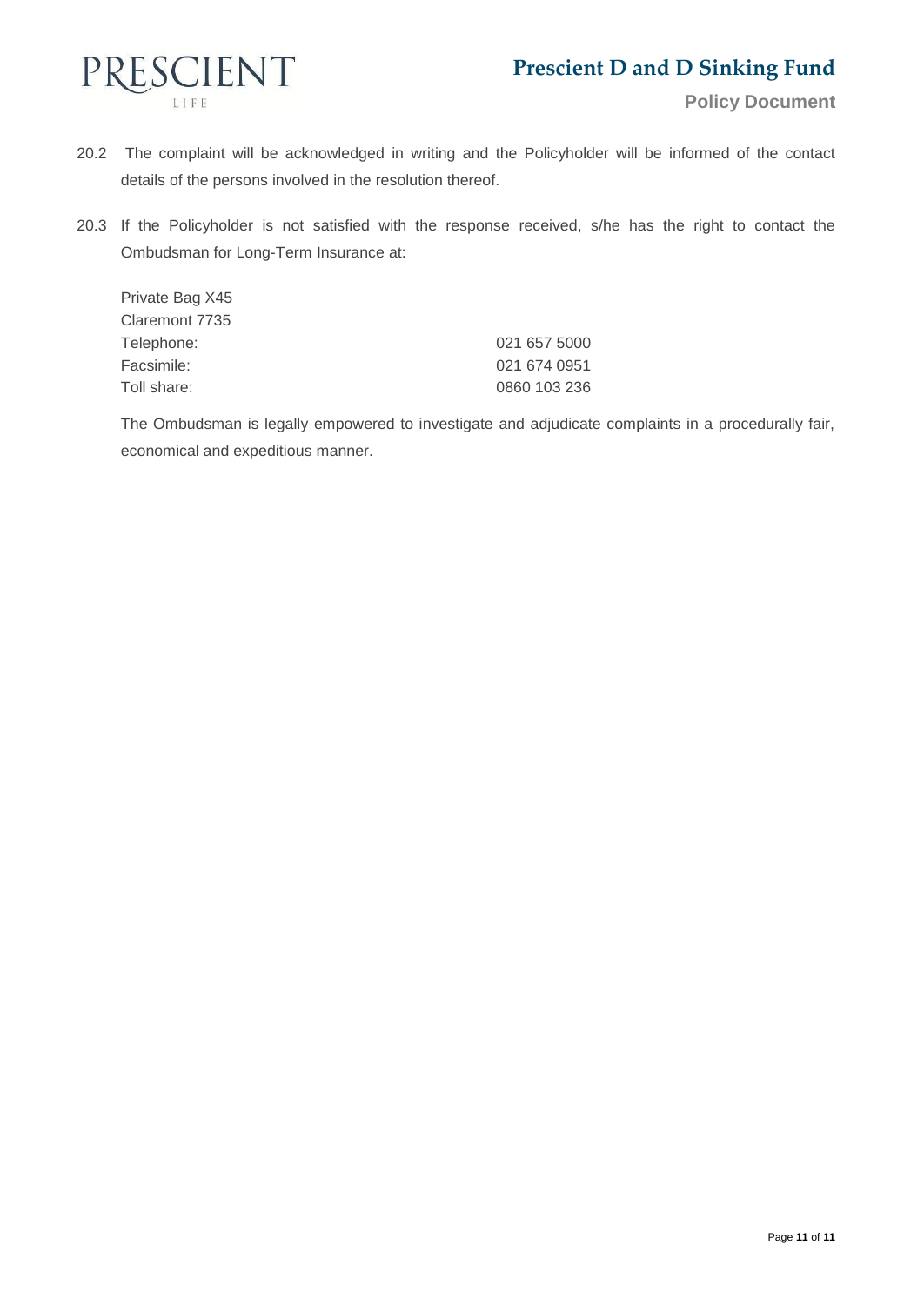20.2 The complaint will be acknowledged in writing and the Policyholder will be informed of the contact details of the persons involved in the resolution thereof.

20.3 If the Policyholder is not satisfied with the response received, s/he has the right to contact the Ombudsman for Long-Term Insurance at:

Private Bag X45
Claremont 7735

| | |
|---|---|
| Telephone: | 021 657 5000 |
| Facsimile: | 021 674 0951 |
| Toll share: | 0860 103 236 |

The Ombudsman is legally empowered to investigate and adjudicate complaints in a procedurally fair, economical and expeditious manner.